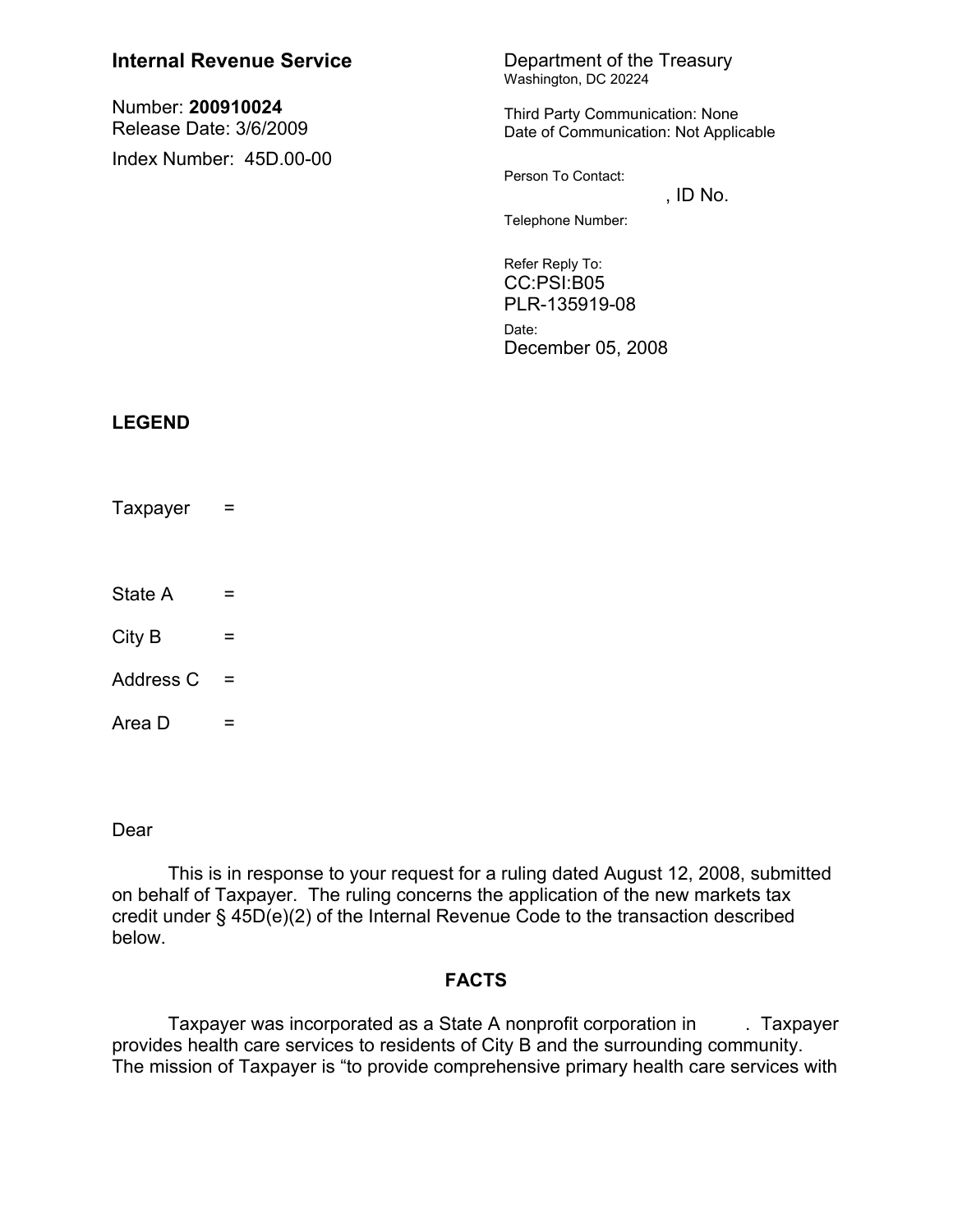**Internal Revenue Service**

Number: **200910024**
Release Date: 3/6/2009

Index Number: 45D.00-00

Department of the Treasury
Washington, DC 20224

Third Party Communication: None
Date of Communication: Not Applicable

Person To Contact:
, ID No.

Telephone Number:

Refer Reply To:
CC:PSI:B05
PLR-135919-08

Date:
December 05, 2008

**LEGEND**

Taxpayer =

State A =

City B =

Address C =

Area D =

Dear

This is in response to your request for a ruling dated August 12, 2008, submitted on behalf of Taxpayer. The ruling concerns the application of the new markets tax credit under § 45D(e)(2) of the Internal Revenue Code to the transaction described below.

**FACTS**

Taxpayer was incorporated as a State A nonprofit corporation in . Taxpayer provides health care services to residents of City B and the surrounding community. The mission of Taxpayer is "to provide comprehensive primary health care services with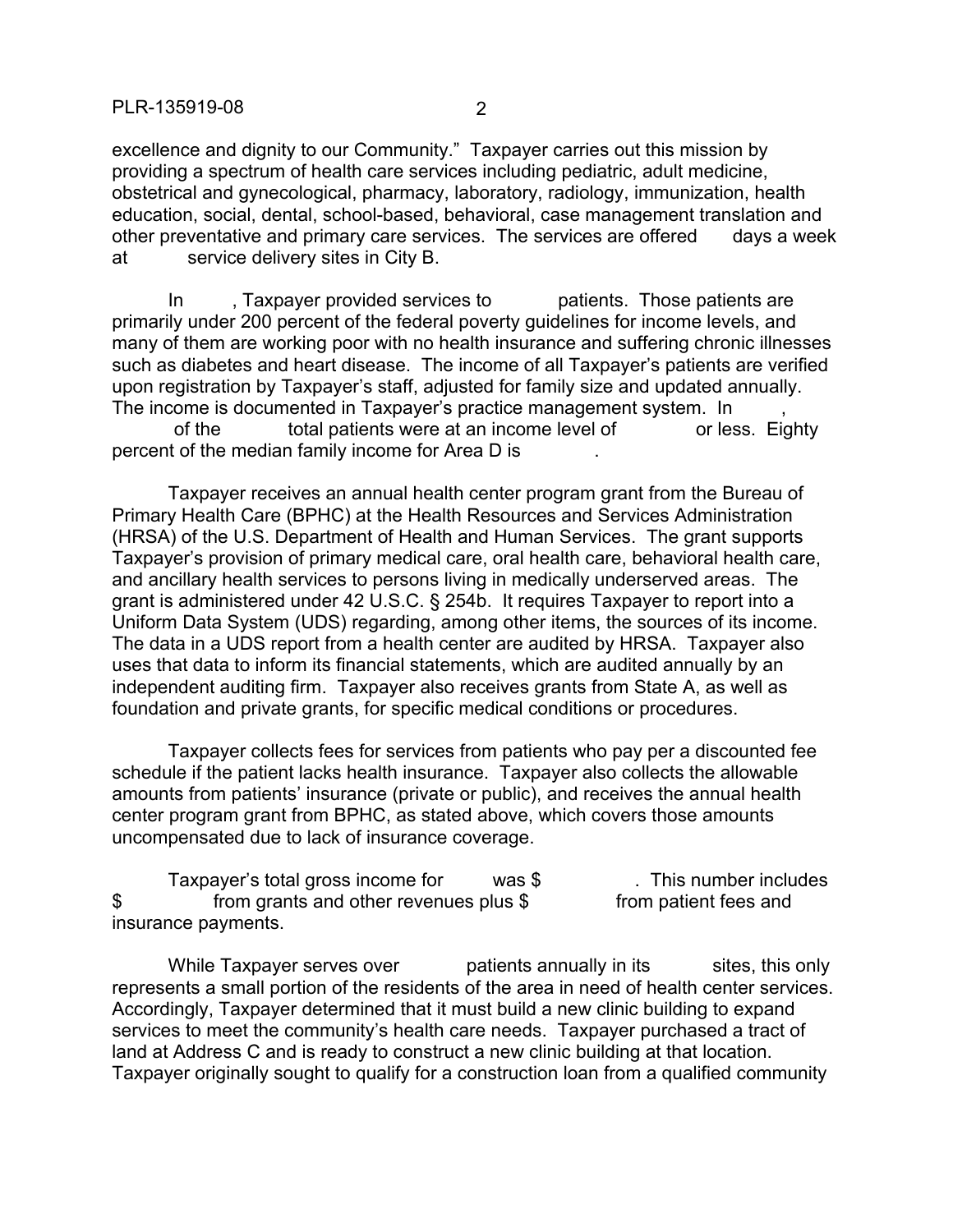excellence and dignity to our Community." Taxpayer carries out this mission by providing a spectrum of health care services including pediatric, adult medicine, obstetrical and gynecological, pharmacy, laboratory, radiology, immunization, health education, social, dental, school-based, behavioral, case management translation and other preventative and primary care services. The services are offered days a week at service delivery sites in City B.

In , Taxpayer provided services to patients. Those patients are primarily under 200 percent of the federal poverty guidelines for income levels, and many of them are working poor with no health insurance and suffering chronic illnesses such as diabetes and heart disease. The income of all Taxpayer's patients are verified upon registration by Taxpayer's staff, adjusted for family size and updated annually. The income is documented in Taxpayer's practice management system. In , of the total patients were at an income level of or less. Eighty percent of the median family income for Area D is .

Taxpayer receives an annual health center program grant from the Bureau of Primary Health Care (BPHC) at the Health Resources and Services Administration (HRSA) of the U.S. Department of Health and Human Services. The grant supports Taxpayer's provision of primary medical care, oral health care, behavioral health care, and ancillary health services to persons living in medically underserved areas. The grant is administered under 42 U.S.C. § 254b. It requires Taxpayer to report into a Uniform Data System (UDS) regarding, among other items, the sources of its income. The data in a UDS report from a health center are audited by HRSA. Taxpayer also uses that data to inform its financial statements, which are audited annually by an independent auditing firm. Taxpayer also receives grants from State A, as well as foundation and private grants, for specific medical conditions or procedures.

Taxpayer collects fees for services from patients who pay per a discounted fee schedule if the patient lacks health insurance. Taxpayer also collects the allowable amounts from patients' insurance (private or public), and receives the annual health center program grant from BPHC, as stated above, which covers those amounts uncompensated due to lack of insurance coverage.

Taxpayer's total gross income for was $ . This number includes $ from grants and other revenues plus $ from patient fees and insurance payments.

While Taxpayer serves over patients annually in its sites, this only represents a small portion of the residents of the area in need of health center services. Accordingly, Taxpayer determined that it must build a new clinic building to expand services to meet the community's health care needs. Taxpayer purchased a tract of land at Address C and is ready to construct a new clinic building at that location. Taxpayer originally sought to qualify for a construction loan from a qualified community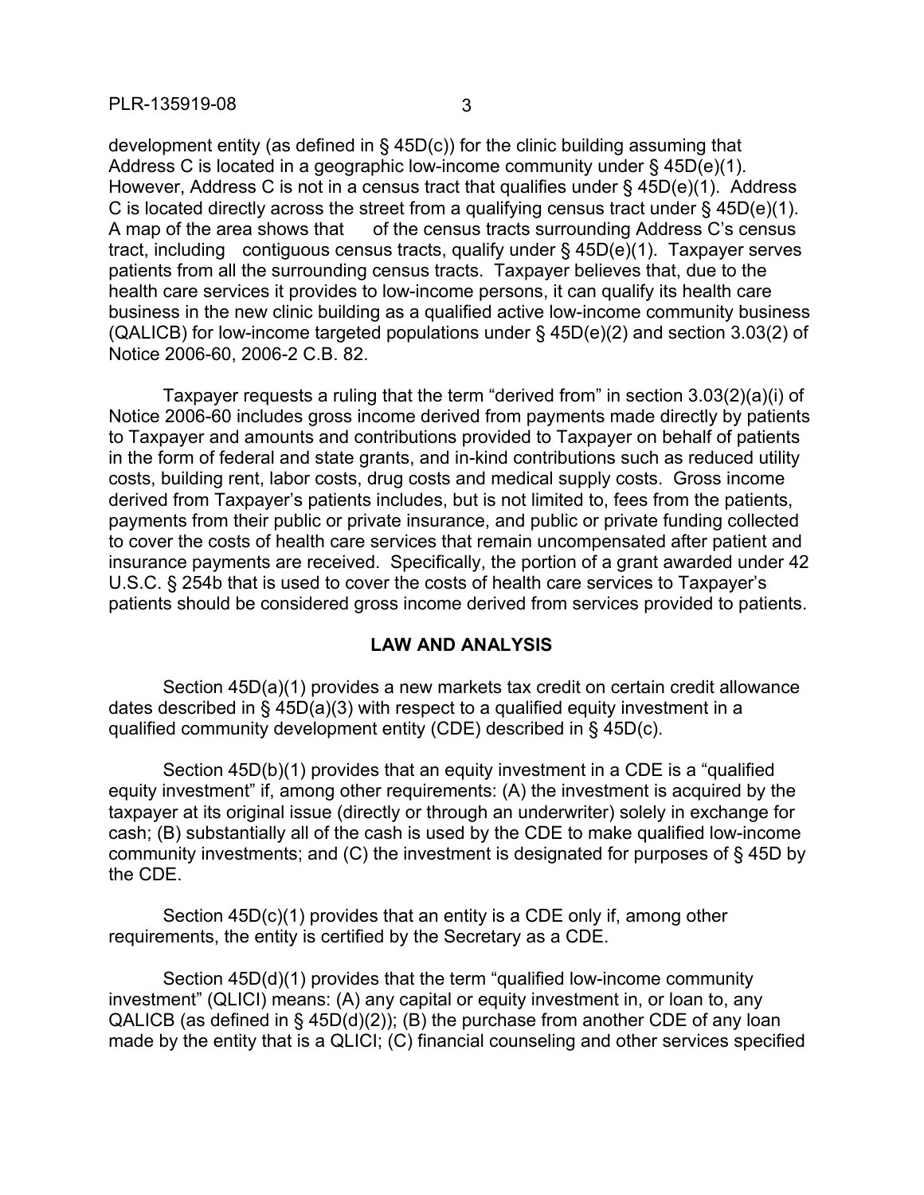development entity (as defined in § 45D(c)) for the clinic building assuming that Address C is located in a geographic low-income community under § 45D(e)(1). However, Address C is not in a census tract that qualifies under § 45D(e)(1). Address C is located directly across the street from a qualifying census tract under § 45D(e)(1). A map of the area shows that of the census tracts surrounding Address C's census tract, including contiguous census tracts, qualify under § 45D(e)(1). Taxpayer serves patients from all the surrounding census tracts. Taxpayer believes that, due to the health care services it provides to low-income persons, it can qualify its health care business in the new clinic building as a qualified active low-income community business (QALICB) for low-income targeted populations under § 45D(e)(2) and section 3.03(2) of Notice 2006-60, 2006-2 C.B. 82.

Taxpayer requests a ruling that the term "derived from" in section 3.03(2)(a)(i) of Notice 2006-60 includes gross income derived from payments made directly by patients to Taxpayer and amounts and contributions provided to Taxpayer on behalf of patients in the form of federal and state grants, and in-kind contributions such as reduced utility costs, building rent, labor costs, drug costs and medical supply costs. Gross income derived from Taxpayer's patients includes, but is not limited to, fees from the patients, payments from their public or private insurance, and public or private funding collected to cover the costs of health care services that remain uncompensated after patient and insurance payments are received. Specifically, the portion of a grant awarded under 42 U.S.C. § 254b that is used to cover the costs of health care services to Taxpayer's patients should be considered gross income derived from services provided to patients.

## LAW AND ANALYSIS

Section 45D(a)(1) provides a new markets tax credit on certain credit allowance dates described in § 45D(a)(3) with respect to a qualified equity investment in a qualified community development entity (CDE) described in § 45D(c).

Section 45D(b)(1) provides that an equity investment in a CDE is a "qualified equity investment" if, among other requirements: (A) the investment is acquired by the taxpayer at its original issue (directly or through an underwriter) solely in exchange for cash; (B) substantially all of the cash is used by the CDE to make qualified low-income community investments; and (C) the investment is designated for purposes of § 45D by the CDE.

Section 45D(c)(1) provides that an entity is a CDE only if, among other requirements, the entity is certified by the Secretary as a CDE.

Section 45D(d)(1) provides that the term "qualified low-income community investment" (QLICI) means: (A) any capital or equity investment in, or loan to, any QALICB (as defined in § 45D(d)(2)); (B) the purchase from another CDE of any loan made by the entity that is a QLICI; (C) financial counseling and other services specified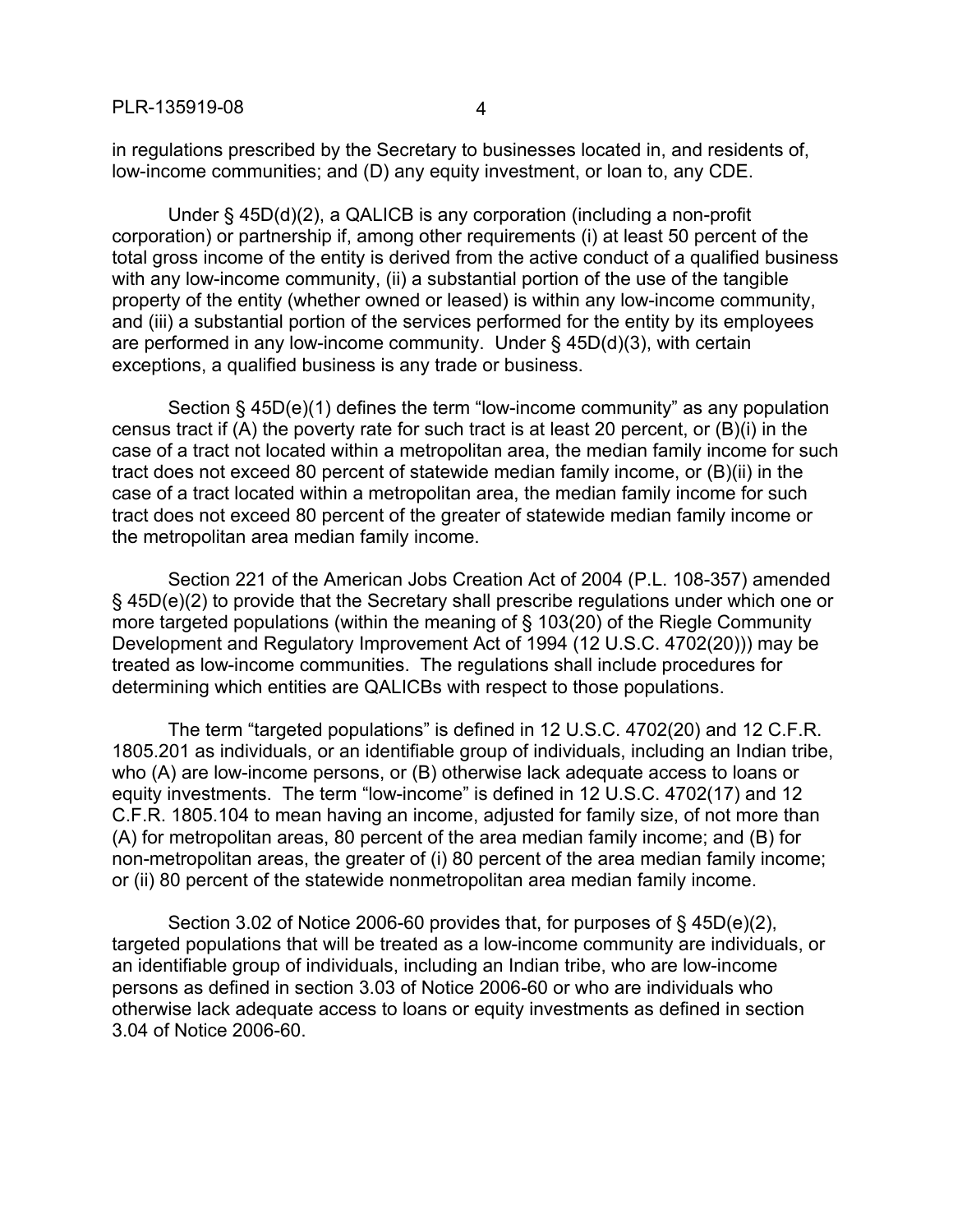in regulations prescribed by the Secretary to businesses located in, and residents of, low-income communities; and (D) any equity investment, or loan to, any CDE.

Under § 45D(d)(2), a QALICB is any corporation (including a non-profit corporation) or partnership if, among other requirements (i) at least 50 percent of the total gross income of the entity is derived from the active conduct of a qualified business with any low-income community, (ii) a substantial portion of the use of the tangible property of the entity (whether owned or leased) is within any low-income community, and (iii) a substantial portion of the services performed for the entity by its employees are performed in any low-income community. Under § 45D(d)(3), with certain exceptions, a qualified business is any trade or business.

Section § 45D(e)(1) defines the term "low-income community" as any population census tract if (A) the poverty rate for such tract is at least 20 percent, or (B)(i) in the case of a tract not located within a metropolitan area, the median family income for such tract does not exceed 80 percent of statewide median family income, or (B)(ii) in the case of a tract located within a metropolitan area, the median family income for such tract does not exceed 80 percent of the greater of statewide median family income or the metropolitan area median family income.

Section 221 of the American Jobs Creation Act of 2004 (P.L. 108-357) amended § 45D(e)(2) to provide that the Secretary shall prescribe regulations under which one or more targeted populations (within the meaning of § 103(20) of the Riegle Community Development and Regulatory Improvement Act of 1994 (12 U.S.C. 4702(20))) may be treated as low-income communities. The regulations shall include procedures for determining which entities are QALICBs with respect to those populations.

The term "targeted populations" is defined in 12 U.S.C. 4702(20) and 12 C.F.R. 1805.201 as individuals, or an identifiable group of individuals, including an Indian tribe, who (A) are low-income persons, or (B) otherwise lack adequate access to loans or equity investments. The term "low-income" is defined in 12 U.S.C. 4702(17) and 12 C.F.R. 1805.104 to mean having an income, adjusted for family size, of not more than (A) for metropolitan areas, 80 percent of the area median family income; and (B) for non-metropolitan areas, the greater of (i) 80 percent of the area median family income; or (ii) 80 percent of the statewide nonmetropolitan area median family income.

Section 3.02 of Notice 2006-60 provides that, for purposes of § 45D(e)(2), targeted populations that will be treated as a low-income community are individuals, or an identifiable group of individuals, including an Indian tribe, who are low-income persons as defined in section 3.03 of Notice 2006-60 or who are individuals who otherwise lack adequate access to loans or equity investments as defined in section 3.04 of Notice 2006-60.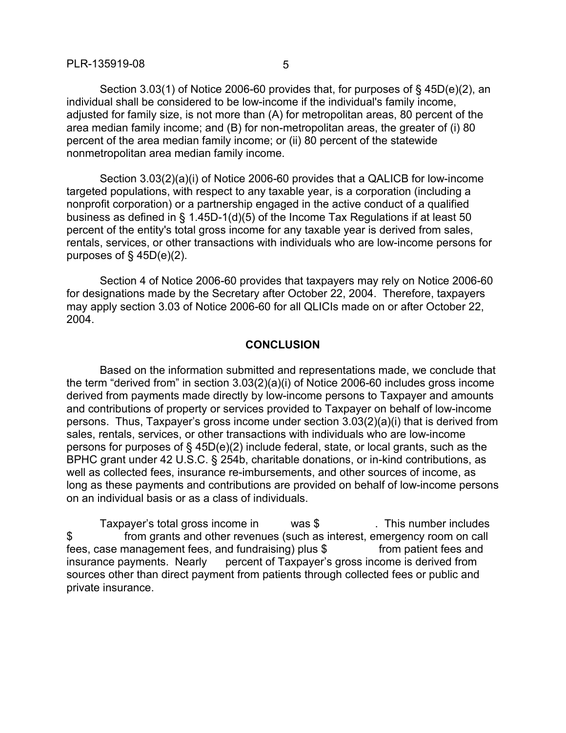Section 3.03(1) of Notice 2006-60 provides that, for purposes of § 45D(e)(2), an individual shall be considered to be low-income if the individual's family income, adjusted for family size, is not more than (A) for metropolitan areas, 80 percent of the area median family income; and (B) for non-metropolitan areas, the greater of (i) 80 percent of the area median family income; or (ii) 80 percent of the statewide nonmetropolitan area median family income.

Section 3.03(2)(a)(i) of Notice 2006-60 provides that a QALICB for low-income targeted populations, with respect to any taxable year, is a corporation (including a nonprofit corporation) or a partnership engaged in the active conduct of a qualified business as defined in § 1.45D-1(d)(5) of the Income Tax Regulations if at least 50 percent of the entity's total gross income for any taxable year is derived from sales, rentals, services, or other transactions with individuals who are low-income persons for purposes of § 45D(e)(2).

Section 4 of Notice 2006-60 provides that taxpayers may rely on Notice 2006-60 for designations made by the Secretary after October 22, 2004. Therefore, taxpayers may apply section 3.03 of Notice 2006-60 for all QLICIs made on or after October 22, 2004.

## CONCLUSION

Based on the information submitted and representations made, we conclude that the term "derived from" in section 3.03(2)(a)(i) of Notice 2006-60 includes gross income derived from payments made directly by low-income persons to Taxpayer and amounts and contributions of property or services provided to Taxpayer on behalf of low-income persons. Thus, Taxpayer's gross income under section 3.03(2)(a)(i) that is derived from sales, rentals, services, or other transactions with individuals who are low-income persons for purposes of § 45D(e)(2) include federal, state, or local grants, such as the BPHC grant under 42 U.S.C. § 254b, charitable donations, or in-kind contributions, as well as collected fees, insurance re-imbursements, and other sources of income, as long as these payments and contributions are provided on behalf of low-income persons on an individual basis or as a class of individuals.

Taxpayer's total gross income in was $ . This number includes $ from grants and other revenues (such as interest, emergency room on call fees, case management fees, and fundraising) plus $ from patient fees and insurance payments. Nearly percent of Taxpayer's gross income is derived from sources other than direct payment from patients through collected fees or public and private insurance.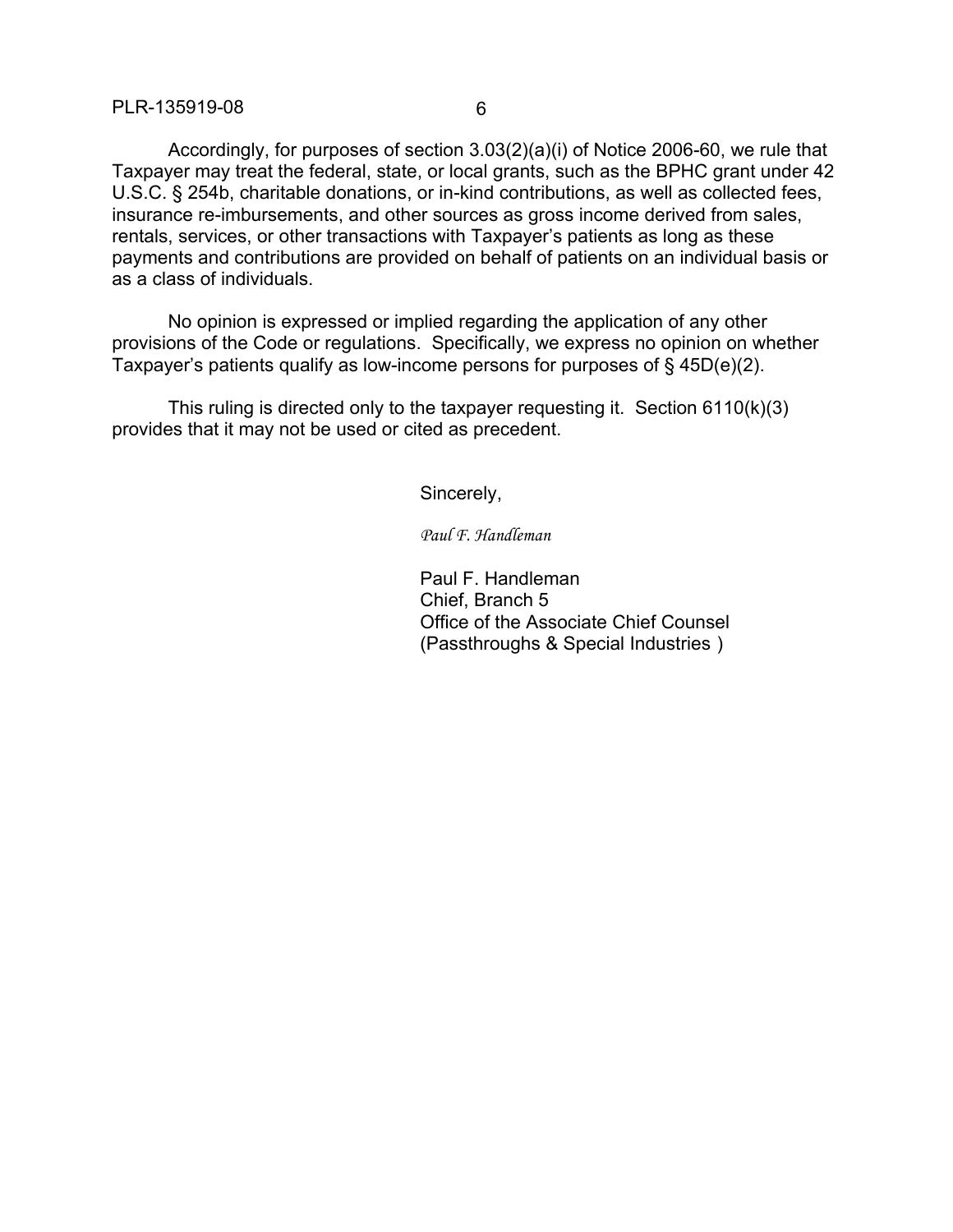Accordingly, for purposes of section 3.03(2)(a)(i) of Notice 2006-60, we rule that Taxpayer may treat the federal, state, or local grants, such as the BPHC grant under 42 U.S.C. § 254b, charitable donations, or in-kind contributions, as well as collected fees, insurance re-imbursements, and other sources as gross income derived from sales, rentals, services, or other transactions with Taxpayer's patients as long as these payments and contributions are provided on behalf of patients on an individual basis or as a class of individuals.

No opinion is expressed or implied regarding the application of any other provisions of the Code or regulations. Specifically, we express no opinion on whether Taxpayer's patients qualify as low-income persons for purposes of § 45D(e)(2).

This ruling is directed only to the taxpayer requesting it. Section 6110(k)(3) provides that it may not be used or cited as precedent.

Sincerely,

*Paul F. Handleman*

Paul F. Handleman
Chief, Branch 5
Office of the Associate Chief Counsel
(Passthroughs & Special Industries )